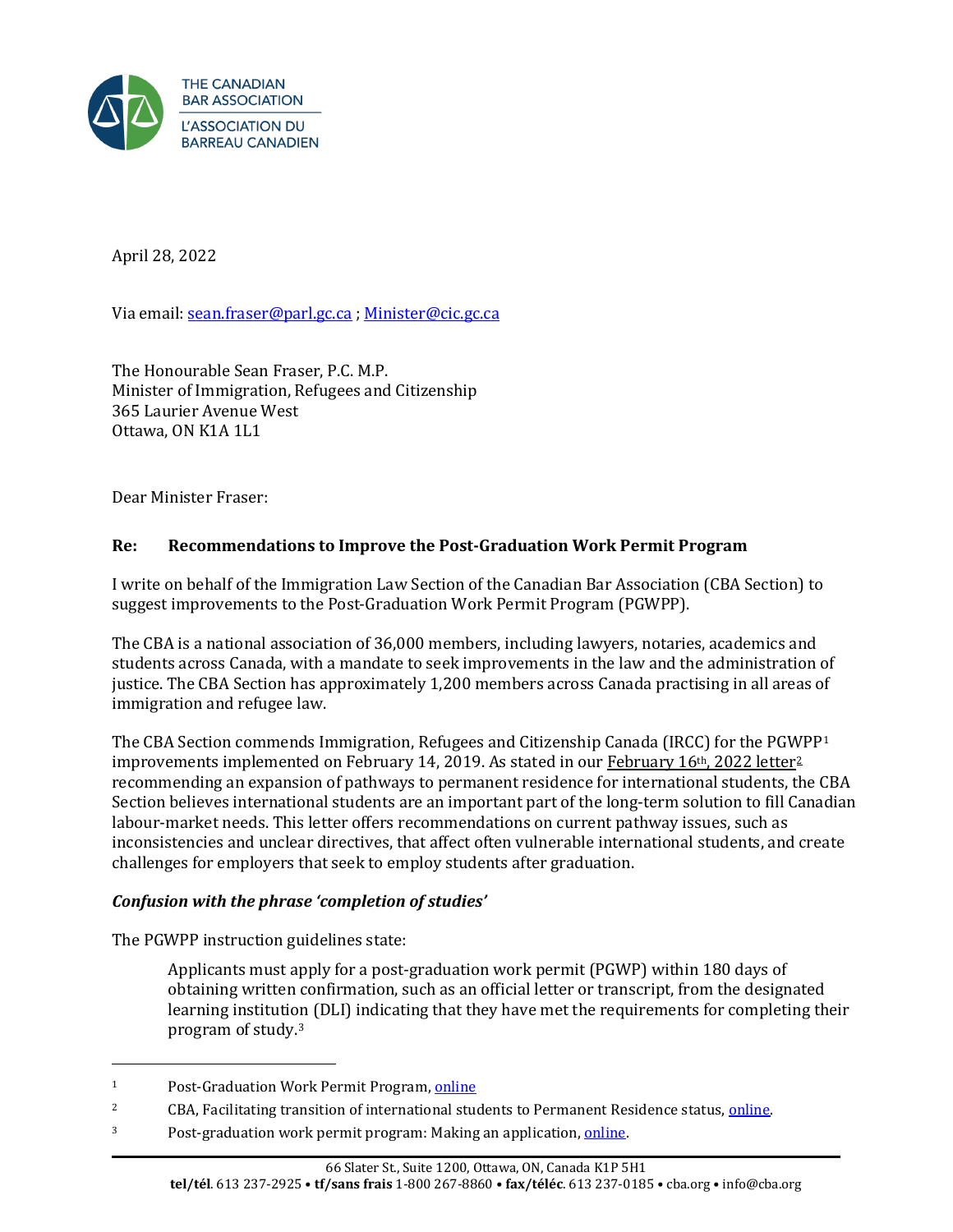THE CANADIAN BAR ASSOCIATION
L'ASSOCIATION DU BARREAU CANADIEN

April 28, 2022

Via email: sean.fraser@parl.gc.ca ; Minister@cic.gc.ca

The Honourable Sean Fraser, P.C. M.P.
Minister of Immigration, Refugees and Citizenship
365 Laurier Avenue West
Ottawa, ON K1A 1L1

Dear Minister Fraser:

**Re: Recommendations to Improve the Post-Graduation Work Permit Program**

I write on behalf of the Immigration Law Section of the Canadian Bar Association (CBA Section) to suggest improvements to the Post-Graduation Work Permit Program (PGWPP).

The CBA is a national association of 36,000 members, including lawyers, notaries, academics and students across Canada, with a mandate to seek improvements in the law and the administration of justice. The CBA Section has approximately 1,200 members across Canada practising in all areas of immigration and refugee law.

The CBA Section commends Immigration, Refugees and Citizenship Canada (IRCC) for the PGWPP[1] improvements implemented on February 14, 2019. As stated in our February 16th, 2022 letter[2] recommending an expansion of pathways to permanent residence for international students, the CBA Section believes international students are an important part of the long-term solution to fill Canadian labour-market needs. This letter offers recommendations on current pathway issues, such as inconsistencies and unclear directives, that affect often vulnerable international students, and create challenges for employers that seek to employ students after graduation.

***Confusion with the phrase 'completion of studies'***

The PGWPP instruction guidelines state:

> Applicants must apply for a post-graduation work permit (PGWP) within 180 days of obtaining written confirmation, such as an official letter or transcript, from the designated learning institution (DLI) indicating that they have met the requirements for completing their program of study.[3]

[1] Post-Graduation Work Permit Program, online

[2] CBA, Facilitating transition of international students to Permanent Residence status, online.

[3] Post-graduation work permit program: Making an application, online.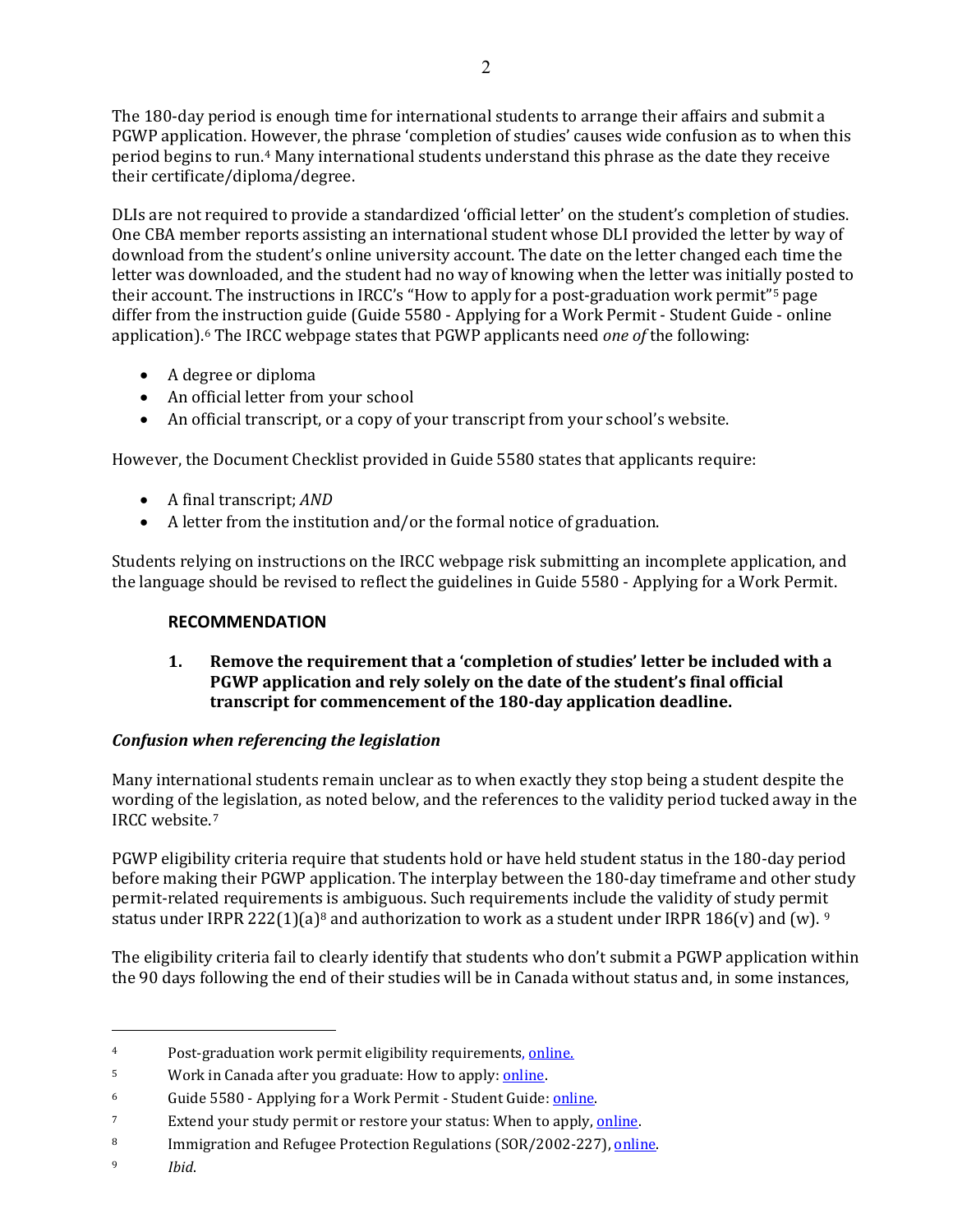The 180-day period is enough time for international students to arrange their affairs and submit a PGWP application. However, the phrase 'completion of studies' causes wide confusion as to when this period begins to run.[4] Many international students understand this phrase as the date they receive their certificate/diploma/degree.

DLIs are not required to provide a standardized 'official letter' on the student's completion of studies. One CBA member reports assisting an international student whose DLI provided the letter by way of download from the student's online university account. The date on the letter changed each time the letter was downloaded, and the student had no way of knowing when the letter was initially posted to their account. The instructions in IRCC's "How to apply for a post-graduation work permit"[5] page differ from the instruction guide (Guide 5580 - Applying for a Work Permit - Student Guide - online application).[6] The IRCC webpage states that PGWP applicants need *one of* the following:

- A degree or diploma
- An official letter from your school
- An official transcript, or a copy of your transcript from your school's website.

However, the Document Checklist provided in Guide 5580 states that applicants require:

- A final transcript; *AND*
- A letter from the institution and/or the formal notice of graduation.

Students relying on instructions on the IRCC webpage risk submitting an incomplete application, and the language should be revised to reflect the guidelines in Guide 5580 - Applying for a Work Permit.

**RECOMMENDATION**

**1. Remove the requirement that a 'completion of studies' letter be included with a PGWP application and rely solely on the date of the student's final official transcript for commencement of the 180-day application deadline.**

### *Confusion when referencing the legislation*

Many international students remain unclear as to when exactly they stop being a student despite the wording of the legislation, as noted below, and the references to the validity period tucked away in the IRCC website.[7]

PGWP eligibility criteria require that students hold or have held student status in the 180-day period before making their PGWP application. The interplay between the 180-day timeframe and other study permit-related requirements is ambiguous. Such requirements include the validity of study permit status under IRPR 222(1)(a)[8] and authorization to work as a student under IRPR 186(v) and (w).[9]

The eligibility criteria fail to clearly identify that students who don't submit a PGWP application within the 90 days following the end of their studies will be in Canada without status and, in some instances,

---

[4] Post-graduation work permit eligibility requirements, online.

[5] Work in Canada after you graduate: How to apply: online.

[6] Guide 5580 - Applying for a Work Permit - Student Guide: online.

[7] Extend your study permit or restore your status: When to apply, online.

[8] Immigration and Refugee Protection Regulations (SOR/2002-227), online.

[9] *Ibid*.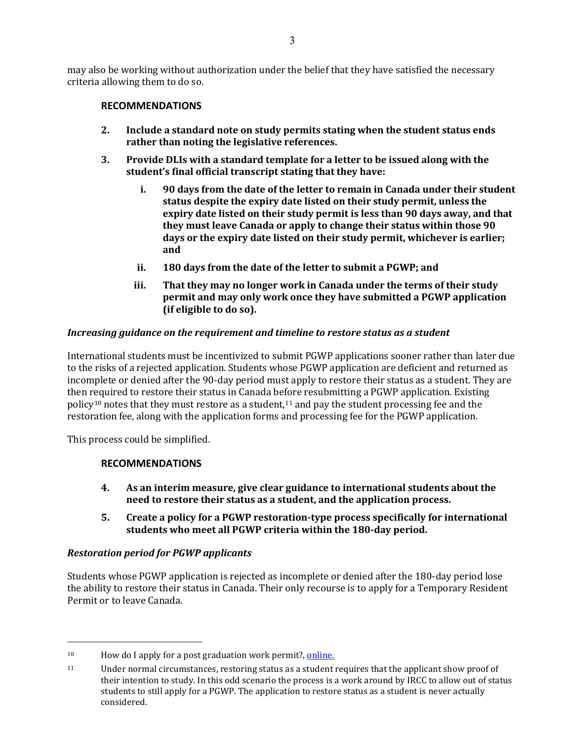may also be working without authorization under the belief that they have satisfied the necessary criteria allowing them to do so.

### RECOMMENDATIONS

2. **Include a standard note on study permits stating when the student status ends rather than noting the legislative references.**
3. **Provide DLIs with a standard template for a letter to be issued along with the student's final official transcript stating that they have:**
   i. **90 days from the date of the letter to remain in Canada under their student status despite the expiry date listed on their study permit, unless the expiry date listed on their study permit is less than 90 days away, and that they must leave Canada or apply to change their status within those 90 days or the expiry date listed on their study permit, whichever is earlier; and**
   ii. **180 days from the date of the letter to submit a PGWP; and**
   iii. **That they may no longer work in Canada under the terms of their study permit and may only work once they have submitted a PGWP application (if eligible to do so).**

*Increasing guidance on the requirement and timeline to restore status as a student*

International students must be incentivized to submit PGWP applications sooner rather than later due to the risks of a rejected application. Students whose PGWP application are deficient and returned as incomplete or denied after the 90-day period must apply to restore their status as a student. They are then required to restore their status in Canada before resubmitting a PGWP application. Existing policy[10] notes that they must restore as a student,[11] and pay the student processing fee and the restoration fee, along with the application forms and processing fee for the PGWP application.

This process could be simplified.

### RECOMMENDATIONS

4. **As an interim measure, give clear guidance to international students about the need to restore their status as a student, and the application process.**
5. **Create a policy for a PGWP restoration-type process specifically for international students who meet all PGWP criteria within the 180-day period.**

*Restoration period for PGWP applicants*

Students whose PGWP application is rejected as incomplete or denied after the 180-day period lose the ability to restore their status in Canada. Their only recourse is to apply for a Temporary Resident Permit or to leave Canada.

---

[10] How do I apply for a post graduation work permit?, [online.]()

[11] Under normal circumstances, restoring status as a student requires that the applicant show proof of their intention to study. In this odd scenario the process is a work around by IRCC to allow out of status students to still apply for a PGWP. The application to restore status as a student is never actually considered.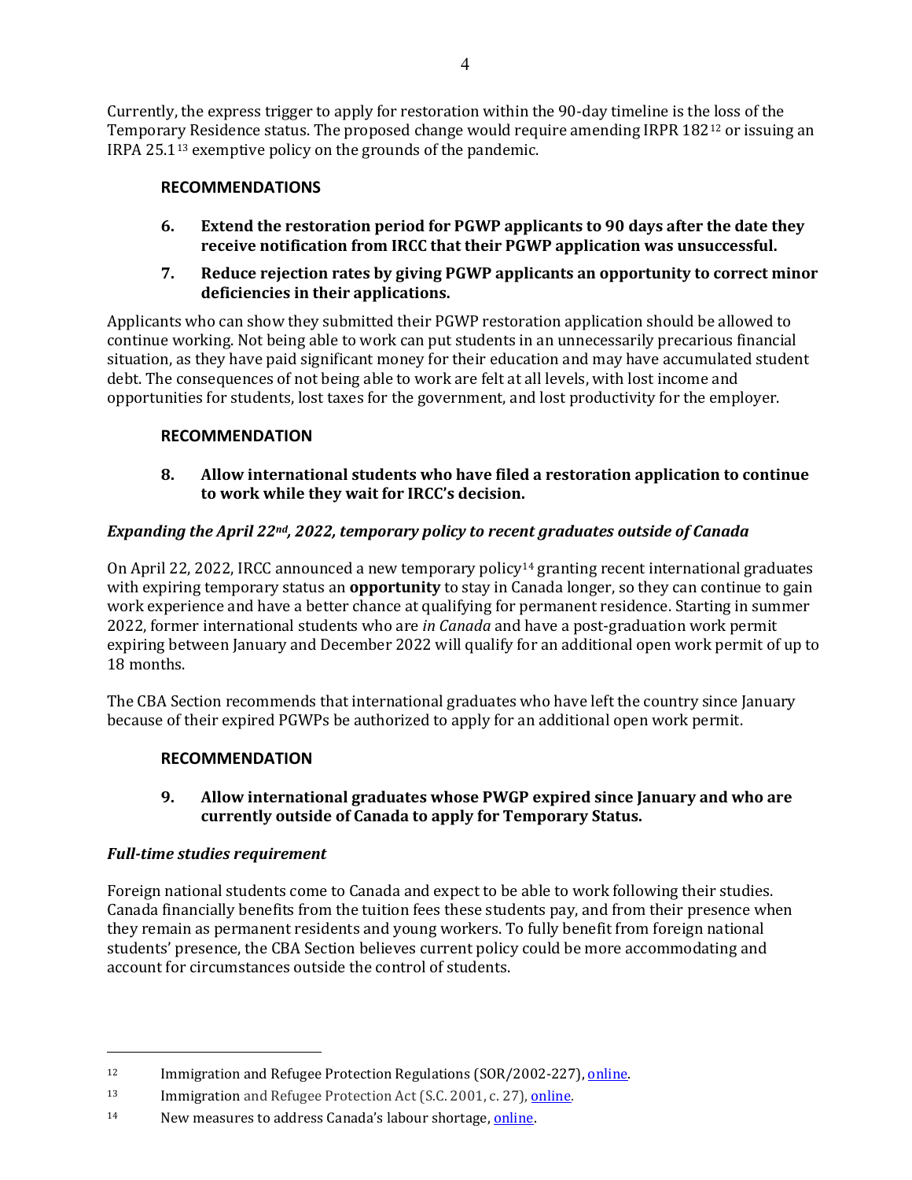Currently, the express trigger to apply for restoration within the 90-day timeline is the loss of the Temporary Residence status. The proposed change would require amending IRPR 182[12] or issuing an IRPA 25.1[13] exemptive policy on the grounds of the pandemic.

### RECOMMENDATIONS

6. **Extend the restoration period for PGWP applicants to 90 days after the date they receive notification from IRCC that their PGWP application was unsuccessful.**
7. **Reduce rejection rates by giving PGWP applicants an opportunity to correct minor deficiencies in their applications.**

Applicants who can show they submitted their PGWP restoration application should be allowed to continue working. Not being able to work can put students in an unnecessarily precarious financial situation, as they have paid significant money for their education and may have accumulated student debt. The consequences of not being able to work are felt at all levels, with lost income and opportunities for students, lost taxes for the government, and lost productivity for the employer.

### RECOMMENDATION

8. **Allow international students who have filed a restoration application to continue to work while they wait for IRCC's decision.**

### *Expanding the April 22nd, 2022, temporary policy to recent graduates outside of Canada*

On April 22, 2022, IRCC announced a new temporary policy[14] granting recent international graduates with expiring temporary status an **opportunity** to stay in Canada longer, so they can continue to gain work experience and have a better chance at qualifying for permanent residence. Starting in summer 2022, former international students who are *in Canada* and have a post-graduation work permit expiring between January and December 2022 will qualify for an additional open work permit of up to 18 months.

The CBA Section recommends that international graduates who have left the country since January because of their expired PGWPs be authorized to apply for an additional open work permit.

### RECOMMENDATION

9. **Allow international graduates whose PWGP expired since January and who are currently outside of Canada to apply for Temporary Status.**

### *Full-time studies requirement*

Foreign national students come to Canada and expect to be able to work following their studies. Canada financially benefits from the tuition fees these students pay, and from their presence when they remain as permanent residents and young workers. To fully benefit from foreign national students' presence, the CBA Section believes current policy could be more accommodating and account for circumstances outside the control of students.

---

[12] Immigration and Refugee Protection Regulations (SOR/2002-227), online.

[13] Immigration and Refugee Protection Act (S.C. 2001, c. 27), online.

[14] New measures to address Canada's labour shortage, online.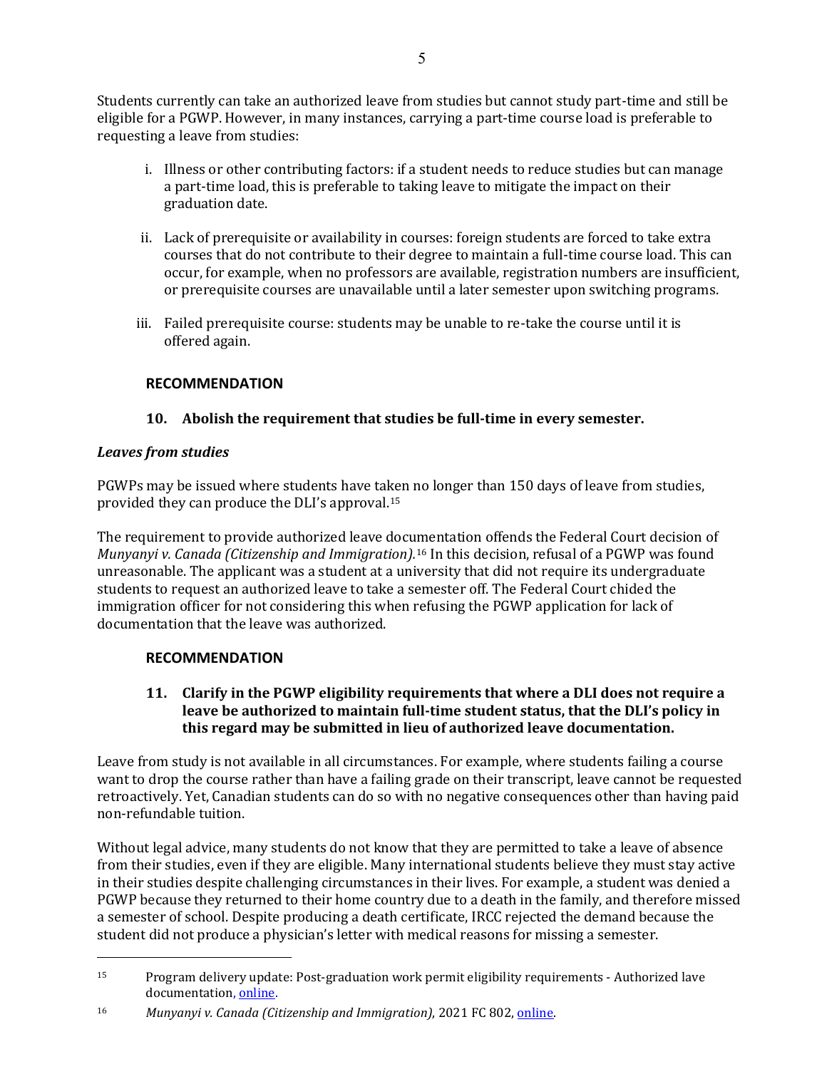Students currently can take an authorized leave from studies but cannot study part-time and still be eligible for a PGWP. However, in many instances, carrying a part-time course load is preferable to requesting a leave from studies:

i. Illness or other contributing factors: if a student needs to reduce studies but can manage a part-time load, this is preferable to taking leave to mitigate the impact on their graduation date.

ii. Lack of prerequisite or availability in courses: foreign students are forced to take extra courses that do not contribute to their degree to maintain a full-time course load. This can occur, for example, when no professors are available, registration numbers are insufficient, or prerequisite courses are unavailable until a later semester upon switching programs.

iii. Failed prerequisite course: students may be unable to re-take the course until it is offered again.

**RECOMMENDATION**

**10. Abolish the requirement that studies be full-time in every semester.**

***Leaves from studies***

PGWPs may be issued where students have taken no longer than 150 days of leave from studies, provided they can produce the DLI's approval.[15]

The requirement to provide authorized leave documentation offends the Federal Court decision of *Munyanyi v. Canada (Citizenship and Immigration).*[16] In this decision, refusal of a PGWP was found unreasonable. The applicant was a student at a university that did not require its undergraduate students to request an authorized leave to take a semester off. The Federal Court chided the immigration officer for not considering this when refusing the PGWP application for lack of documentation that the leave was authorized.

**RECOMMENDATION**

**11. Clarify in the PGWP eligibility requirements that where a DLI does not require a leave be authorized to maintain full-time student status, that the DLI's policy in this regard may be submitted in lieu of authorized leave documentation.**

Leave from study is not available in all circumstances. For example, where students failing a course want to drop the course rather than have a failing grade on their transcript, leave cannot be requested retroactively. Yet, Canadian students can do so with no negative consequences other than having paid non-refundable tuition.

Without legal advice, many students do not know that they are permitted to take a leave of absence from their studies, even if they are eligible. Many international students believe they must stay active in their studies despite challenging circumstances in their lives. For example, a student was denied a PGWP because they returned to their home country due to a death in the family, and therefore missed a semester of school. Despite producing a death certificate, IRCC rejected the demand because the student did not produce a physician's letter with medical reasons for missing a semester.

---

[15] Program delivery update: Post-graduation work permit eligibility requirements - Authorized lave documentation, online.

[16] *Munyanyi v. Canada (Citizenship and Immigration)*, 2021 FC 802, online.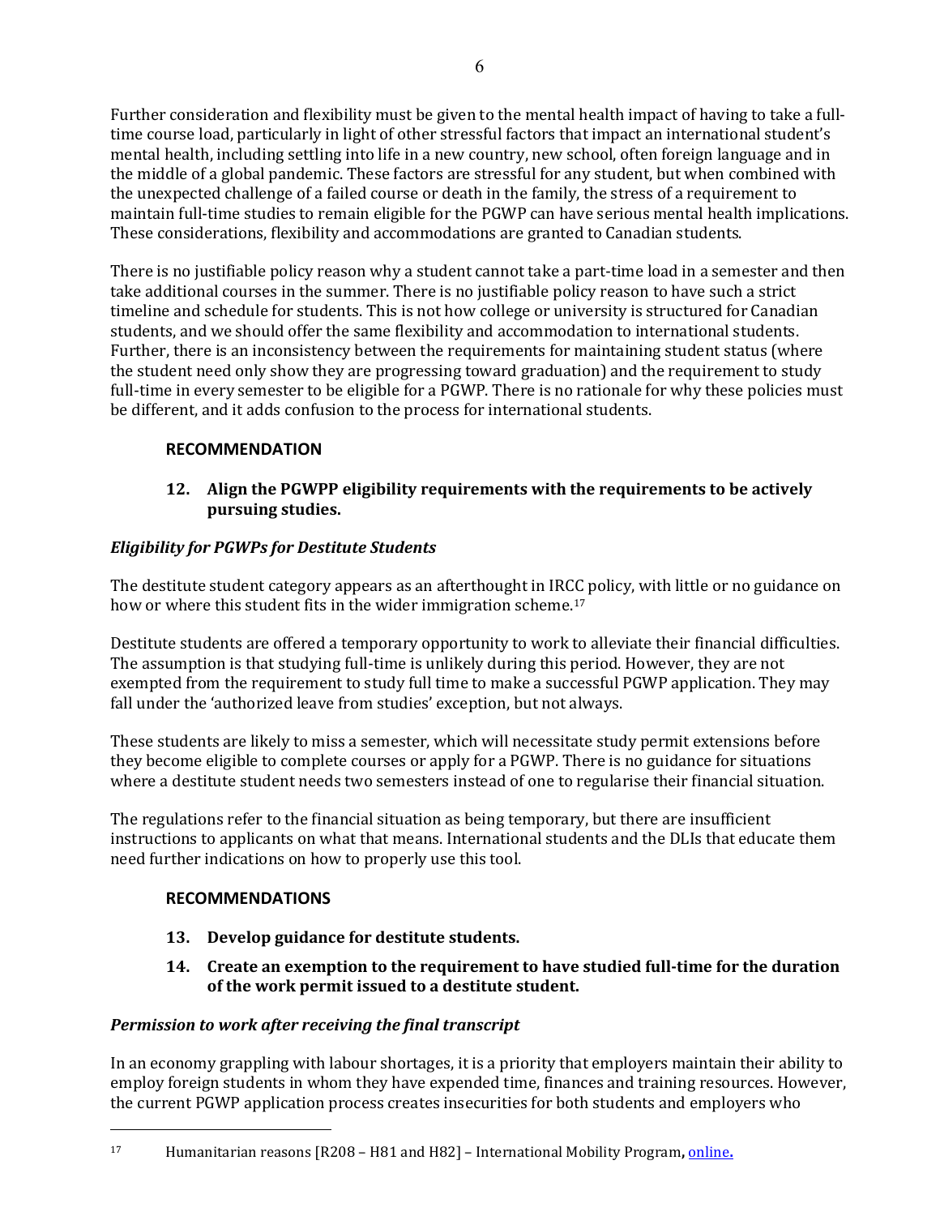Further consideration and flexibility must be given to the mental health impact of having to take a full-time course load, particularly in light of other stressful factors that impact an international student's mental health, including settling into life in a new country, new school, often foreign language and in the middle of a global pandemic. These factors are stressful for any student, but when combined with the unexpected challenge of a failed course or death in the family, the stress of a requirement to maintain full-time studies to remain eligible for the PGWP can have serious mental health implications. These considerations, flexibility and accommodations are granted to Canadian students.

There is no justifiable policy reason why a student cannot take a part-time load in a semester and then take additional courses in the summer. There is no justifiable policy reason to have such a strict timeline and schedule for students. This is not how college or university is structured for Canadian students, and we should offer the same flexibility and accommodation to international students. Further, there is an inconsistency between the requirements for maintaining student status (where the student need only show they are progressing toward graduation) and the requirement to study full-time in every semester to be eligible for a PGWP. There is no rationale for why these policies must be different, and it adds confusion to the process for international students.

**RECOMMENDATION**

**12. Align the PGWPP eligibility requirements with the requirements to be actively pursuing studies.**

### *Eligibility for PGWPs for Destitute Students*

The destitute student category appears as an afterthought in IRCC policy, with little or no guidance on how or where this student fits in the wider immigration scheme.[17]

Destitute students are offered a temporary opportunity to work to alleviate their financial difficulties. The assumption is that studying full-time is unlikely during this period. However, they are not exempted from the requirement to study full time to make a successful PGWP application. They may fall under the 'authorized leave from studies' exception, but not always.

These students are likely to miss a semester, which will necessitate study permit extensions before they become eligible to complete courses or apply for a PGWP. There is no guidance for situations where a destitute student needs two semesters instead of one to regularise their financial situation.

The regulations refer to the financial situation as being temporary, but there are insufficient instructions to applicants on what that means. International students and the DLIs that educate them need further indications on how to properly use this tool.

**RECOMMENDATIONS**

**13. Develop guidance for destitute students.**

**14. Create an exemption to the requirement to have studied full-time for the duration of the work permit issued to a destitute student.**

### *Permission to work after receiving the final transcript*

In an economy grappling with labour shortages, it is a priority that employers maintain their ability to employ foreign students in whom they have expended time, finances and training resources. However, the current PGWP application process creates insecurities for both students and employers who

---

[17] Humanitarian reasons [R208 – H81 and H82] – International Mobility Program, online.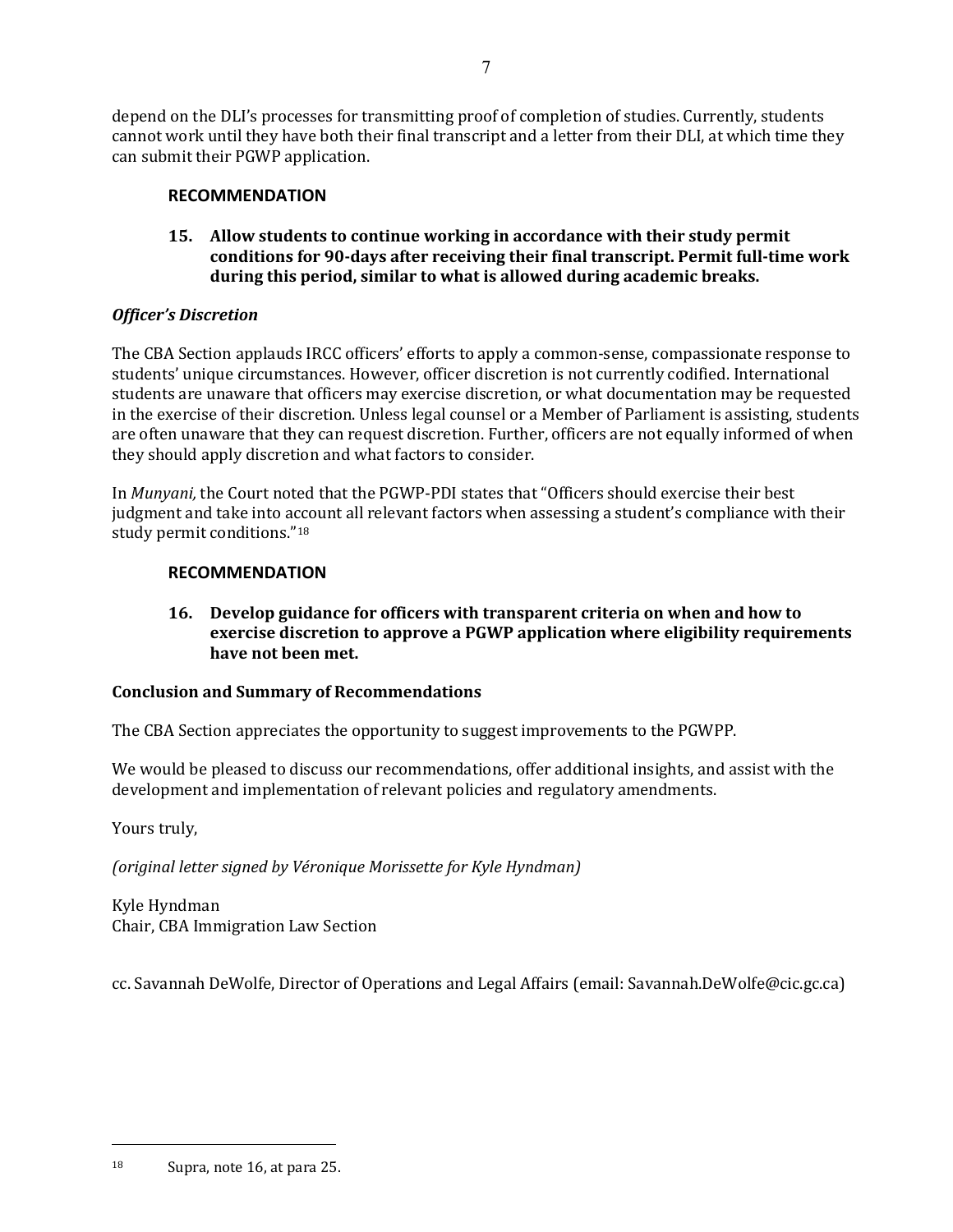depend on the DLI's processes for transmitting proof of completion of studies. Currently, students cannot work until they have both their final transcript and a letter from their DLI, at which time they can submit their PGWP application.

**RECOMMENDATION**

**15. Allow students to continue working in accordance with their study permit conditions for 90-days after receiving their final transcript. Permit full-time work during this period, similar to what is allowed during academic breaks.**

***Officer's Discretion***

The CBA Section applauds IRCC officers' efforts to apply a common-sense, compassionate response to students' unique circumstances. However, officer discretion is not currently codified. International students are unaware that officers may exercise discretion, or what documentation may be requested in the exercise of their discretion. Unless legal counsel or a Member of Parliament is assisting, students are often unaware that they can request discretion. Further, officers are not equally informed of when they should apply discretion and what factors to consider.

In *Munyani,* the Court noted that the PGWP-PDI states that "Officers should exercise their best judgment and take into account all relevant factors when assessing a student's compliance with their study permit conditions."[18]

**RECOMMENDATION**

**16. Develop guidance for officers with transparent criteria on when and how to exercise discretion to approve a PGWP application where eligibility requirements have not been met.**

**Conclusion and Summary of Recommendations**

The CBA Section appreciates the opportunity to suggest improvements to the PGWPP.

We would be pleased to discuss our recommendations, offer additional insights, and assist with the development and implementation of relevant policies and regulatory amendments.

Yours truly,

*(original letter signed by Véronique Morissette for Kyle Hyndman)*

Kyle Hyndman
Chair, CBA Immigration Law Section

cc. Savannah DeWolfe, Director of Operations and Legal Affairs (email: Savannah.DeWolfe@cic.gc.ca)

---

[18] Supra, note 16, at para 25.